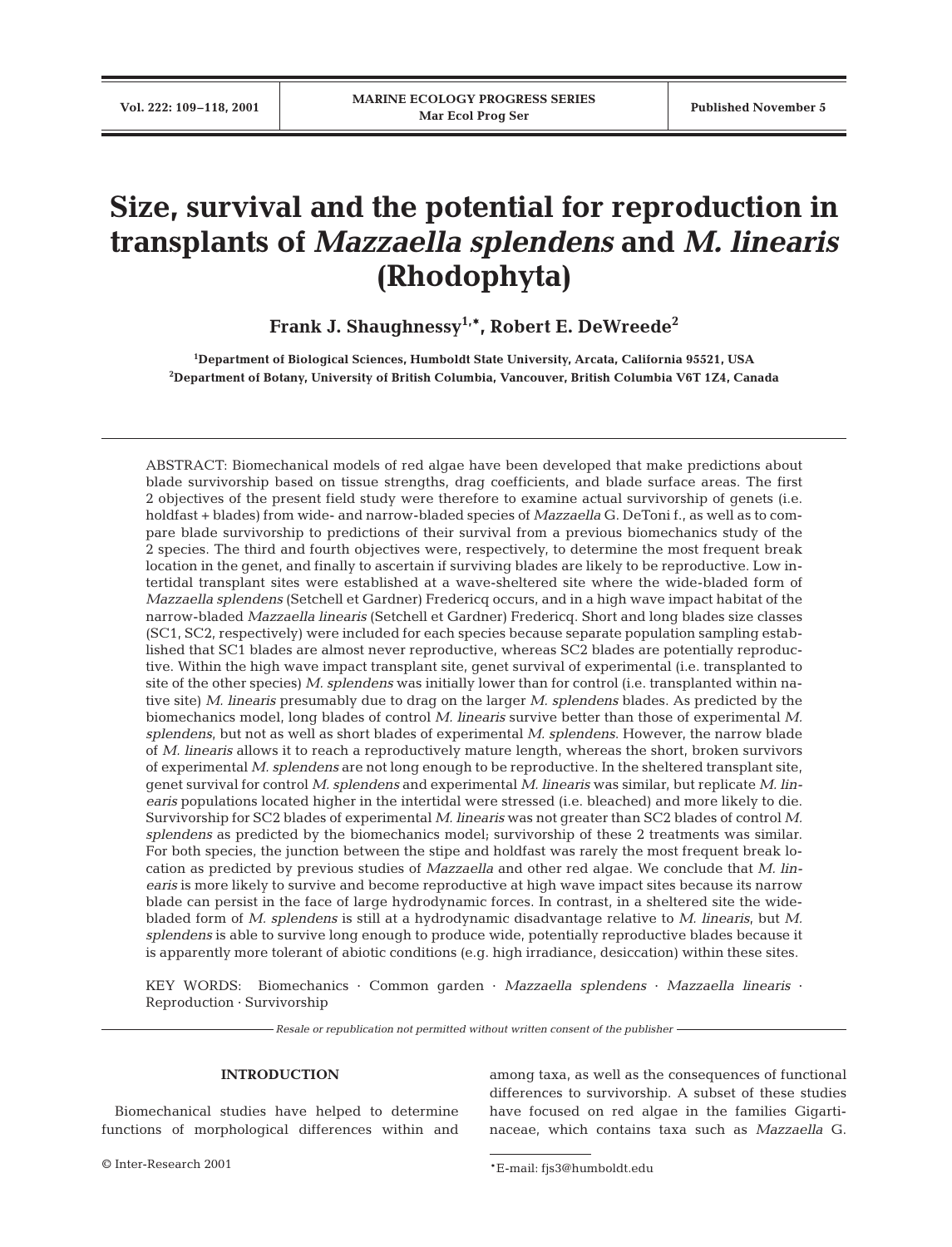# Size, survival and the potential for reproduction in transplants of *Mazzaella splendens* and *M. linearis* (Rhodophyta)

**Frank J. Shaughnessy[1,*], Robert E. DeWreede[2]**

[1]Department of Biological Sciences, Humboldt State University, Arcata, California 95521, USA
[2]Department of Botany, University of British Columbia, Vancouver, British Columbia V6T 1Z4, Canada

ABSTRACT: Biomechanical models of red algae have been developed that make predictions about blade survivorship based on tissue strengths, drag coefficients, and blade surface areas. The first 2 objectives of the present field study were therefore to examine actual survivorship of genets (i.e. holdfast + blades) from wide- and narrow-bladed species of *Mazzaella* G. DeToni f., as well as to compare blade survivorship to predictions of their survival from a previous biomechanics study of the 2 species. The third and fourth objectives were, respectively, to determine the most frequent break location in the genet, and finally to ascertain if surviving blades are likely to be reproductive. Low intertidal transplant sites were established at a wave-sheltered site where the wide-bladed form of *Mazzaella splendens* (Setchell et Gardner) Fredericq occurs, and in a high wave impact habitat of the narrow-bladed *Mazzaella linearis* (Setchell et Gardner) Fredericq. Short and long blades size classes (SC1, SC2, respectively) were included for each species because separate population sampling established that SC1 blades are almost never reproductive, whereas SC2 blades are potentially reproductive. Within the high wave impact transplant site, genet survival of experimental (i.e. transplanted to site of the other species) *M. splendens* was initially lower than for control (i.e. transplanted within native site) *M. linearis* presumably due to drag on the larger *M. splendens* blades. As predicted by the biomechanics model, long blades of control *M. linearis* survive better than those of experimental *M. splendens*, but not as well as short blades of experimental *M. splendens*. However, the narrow blade of *M. linearis* allows it to reach a reproductively mature length, whereas the short, broken survivors of experimental *M. splendens* are not long enough to be reproductive. In the sheltered transplant site, genet survival for control *M. splendens* and experimental *M. linearis* was similar, but replicate *M. linearis* populations located higher in the intertidal were stressed (i.e. bleached) and more likely to die. Survivorship for SC2 blades of experimental *M. linearis* was not greater than SC2 blades of control *M. splendens* as predicted by the biomechanics model; survivorship of these 2 treatments was similar. For both species, the junction between the stipe and holdfast was rarely the most frequent break location as predicted by previous studies of *Mazzaella* and other red algae. We conclude that *M. linearis* is more likely to survive and become reproductive at high wave impact sites because its narrow blade can persist in the face of large hydrodynamic forces. In contrast, in a sheltered site the wide-bladed form of *M. splendens* is still at a hydrodynamic disadvantage relative to *M. linearis*, but *M. splendens* is able to survive long enough to produce wide, potentially reproductive blades because it is apparently more tolerant of abiotic conditions (e.g. high irradiance, desiccation) within these sites.

KEY WORDS: Biomechanics · Common garden · *Mazzaella splendens* · *Mazzaella linearis* · Reproduction · Survivorship

*Resale or republication not permitted without written consent of the publisher*

## INTRODUCTION

Biomechanical studies have helped to determine functions of morphological differences within and among taxa, as well as the consequences of functional differences to survivorship. A subset of these studies have focused on red algae in the families Gigartinaceae, which contains taxa such as *Mazzaella* G.

*E-mail: fjs3@humboldt.edu

© Inter-Research 2001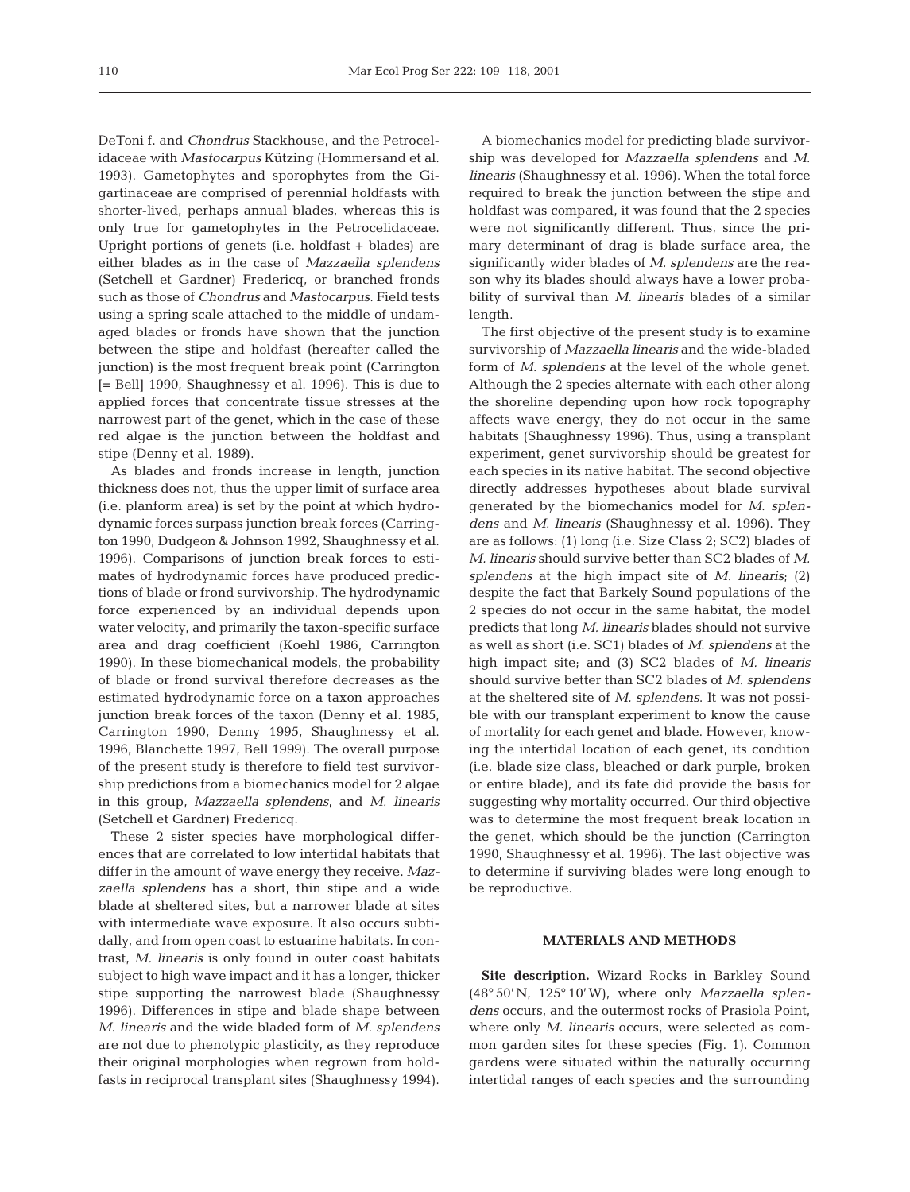DeToni f. and *Chondrus* Stackhouse, and the Petrocelidaceae with *Mastocarpus* Kützing (Hommersand et al. 1993). Gametophytes and sporophytes from the Gigartinaceae are comprised of perennial holdfasts with shorter-lived, perhaps annual blades, whereas this is only true for gametophytes in the Petrocelidaceae. Upright portions of genets (i.e. holdfast + blades) are either blades as in the case of *Mazzaella splendens* (Setchell et Gardner) Fredericq, or branched fronds such as those of *Chondrus* and *Mastocarpus*. Field tests using a spring scale attached to the middle of undamaged blades or fronds have shown that the junction between the stipe and holdfast (hereafter called the junction) is the most frequent break point (Carrington [= Bell] 1990, Shaughnessy et al. 1996). This is due to applied forces that concentrate tissue stresses at the narrowest part of the genet, which in the case of these red algae is the junction between the holdfast and stipe (Denny et al. 1989).

As blades and fronds increase in length, junction thickness does not, thus the upper limit of surface area (i.e. planform area) is set by the point at which hydrodynamic forces surpass junction break forces (Carrington 1990, Dudgeon & Johnson 1992, Shaughnessy et al. 1996). Comparisons of junction break forces to estimates of hydrodynamic forces have produced predictions of blade or frond survivorship. The hydrodynamic force experienced by an individual depends upon water velocity, and primarily the taxon-specific surface area and drag coefficient (Koehl 1986, Carrington 1990). In these biomechanical models, the probability of blade or frond survival therefore decreases as the estimated hydrodynamic force on a taxon approaches junction break forces of the taxon (Denny et al. 1985, Carrington 1990, Denny 1995, Shaughnessy et al. 1996, Blanchette 1997, Bell 1999). The overall purpose of the present study is therefore to field test survivorship predictions from a biomechanics model for 2 algae in this group, *Mazzaella splendens*, and *M. linearis* (Setchell et Gardner) Fredericq.

These 2 sister species have morphological differences that are correlated to low intertidal habitats that differ in the amount of wave energy they receive. *Mazzaella splendens* has a short, thin stipe and a wide blade at sheltered sites, but a narrower blade at sites with intermediate wave exposure. It also occurs subtidally, and from open coast to estuarine habitats. In contrast, *M. linearis* is only found in outer coast habitats subject to high wave impact and it has a longer, thicker stipe supporting the narrowest blade (Shaughnessy 1996). Differences in stipe and blade shape between *M. linearis* and the wide bladed form of *M. splendens* are not due to phenotypic plasticity, as they reproduce their original morphologies when regrown from holdfasts in reciprocal transplant sites (Shaughnessy 1994).

A biomechanics model for predicting blade survivorship was developed for *Mazzaella splendens* and *M. linearis* (Shaughnessy et al. 1996). When the total force required to break the junction between the stipe and holdfast was compared, it was found that the 2 species were not significantly different. Thus, since the primary determinant of drag is blade surface area, the significantly wider blades of *M. splendens* are the reason why its blades should always have a lower probability of survival than *M. linearis* blades of a similar length.

The first objective of the present study is to examine survivorship of *Mazzaella linearis* and the wide-bladed form of *M. splendens* at the level of the whole genet. Although the 2 species alternate with each other along the shoreline depending upon how rock topography affects wave energy, they do not occur in the same habitats (Shaughnessy 1996). Thus, using a transplant experiment, genet survivorship should be greatest for each species in its native habitat. The second objective directly addresses hypotheses about blade survival generated by the biomechanics model for *M. splendens* and *M. linearis* (Shaughnessy et al. 1996). They are as follows: (1) long (i.e. Size Class 2; SC2) blades of *M. linearis* should survive better than SC2 blades of *M. splendens* at the high impact site of *M. linearis*; (2) despite the fact that Barkely Sound populations of the 2 species do not occur in the same habitat, the model predicts that long *M. linearis* blades should not survive as well as short (i.e. SC1) blades of *M. splendens* at the high impact site; and (3) SC2 blades of *M. linearis* should survive better than SC2 blades of *M. splendens* at the sheltered site of *M. splendens*. It was not possible with our transplant experiment to know the cause of mortality for each genet and blade. However, knowing the intertidal location of each genet, its condition (i.e. blade size class, bleached or dark purple, broken or entire blade), and its fate did provide the basis for suggesting why mortality occurred. Our third objective was to determine the most frequent break location in the genet, which should be the junction (Carrington 1990, Shaughnessy et al. 1996). The last objective was to determine if surviving blades were long enough to be reproductive.

## MATERIALS AND METHODS

**Site description.** Wizard Rocks in Barkley Sound (48° 50′ N, 125° 10′ W), where only *Mazzaella splendens* occurs, and the outermost rocks of Prasiola Point, where only *M. linearis* occurs, were selected as common garden sites for these species (Fig. 1). Common gardens were situated within the naturally occurring intertidal ranges of each species and the surrounding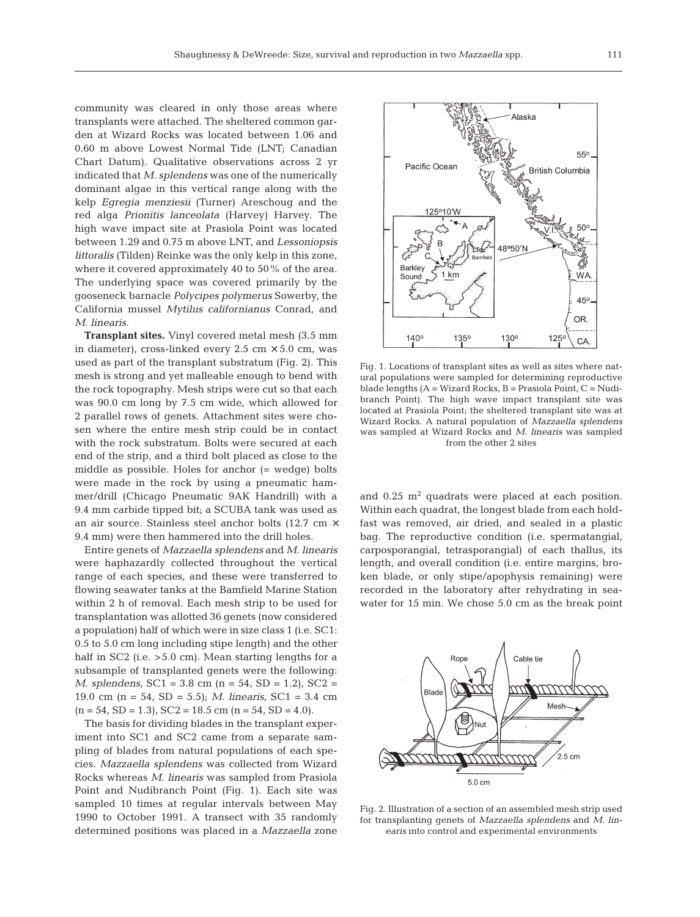community was cleared in only those areas where transplants were attached. The sheltered common garden at Wizard Rocks was located between 1.06 and 0.60 m above Lowest Normal Tide (LNT; Canadian Chart Datum). Qualitative observations across 2 yr indicated that *M. splendens* was one of the numerically dominant algae in this vertical range along with the kelp *Egregia menziesii* (Turner) Areschoug and the red alga *Prionitis lanceolata* (Harvey) Harvey. The high wave impact site at Prasiola Point was located between 1.29 and 0.75 m above LNT, and *Lessoniopsis littoralis* (Tilden) Reinke was the only kelp in this zone, where it covered approximately 40 to 50% of the area. The underlying space was covered primarily by the gooseneck barnacle *Polycipes polymerus* Sowerby, the California mussel *Mytilus californianus* Conrad, and *M. linearis*.

**Transplant sites.** Vinyl covered metal mesh (3.5 mm in diameter), cross-linked every 2.5 cm × 5.0 cm, was used as part of the transplant substratum (Fig. 2). This mesh is strong and yet malleable enough to bend with the rock topography. Mesh strips were cut so that each was 90.0 cm long by 7.5 cm wide, which allowed for 2 parallel rows of genets. Attachment sites were chosen where the entire mesh strip could be in contact with the rock substratum. Bolts were secured at each end of the strip, and a third bolt placed as close to the middle as possible. Holes for anchor (= wedge) bolts were made in the rock by using a pneumatic hammer/drill (Chicago Pneumatic 9AK Handrill) with a 9.4 mm carbide tipped bit; a SCUBA tank was used as an air source. Stainless steel anchor bolts (12.7 cm × 9.4 mm) were then hammered into the drill holes.

Entire genets of *Mazzaella splendens* and *M. linearis* were haphazardly collected throughout the vertical range of each species, and these were transferred to flowing seawater tanks at the Bamfield Marine Station within 2 h of removal. Each mesh strip to be used for transplantation was allotted 36 genets (now considered a population) half of which were in size class 1 (i.e. SC1: 0.5 to 5.0 cm long including stipe length) and the other half in SC2 (i.e. >5.0 cm). Mean starting lengths for a subsample of transplanted genets were the following: *M. splendens*, SC1 = 3.8 cm (n = 54, SD = 1.2), SC2 = 19.0 cm (n = 54, SD = 5.5); *M. linearis*, SC1 = 3.4 cm (n = 54, SD = 1.3), SC2 = 18.5 cm (n = 54, SD = 4.0).

The basis for dividing blades in the transplant experiment into SC1 and SC2 came from a separate sampling of blades from natural populations of each species. *Mazzaella splendens* was collected from Wizard Rocks whereas *M. linearis* was sampled from Prasiola Point and Nudibranch Point (Fig. 1). Each site was sampled 10 times at regular intervals between May 1990 to October 1991. A transect with 35 randomly determined positions was placed in a *Mazzaella* zone and 0.25 m$^2$ quadrats were placed at each position. Within each quadrat, the longest blade from each holdfast was removed, air dried, and sealed in a plastic bag. The reproductive condition (i.e. spermatangial, carposporangial, tetrasporangial) of each thallus, its length, and overall condition (i.e. entire margins, broken blade, or only stipe/apophysis remaining) were recorded in the laboratory after rehydrating in seawater for 15 min. We chose 5.0 cm as the break point

Fig. 1. Locations of transplant sites as well as sites where natural populations were sampled for determining reproductive blade lengths (A = Wizard Rocks, B = Prasiola Point, C = Nudibranch Point). The high wave impact transplant site was located at Prasiola Point; the sheltered transplant site was at Wizard Rocks. A natural population of *Mazzaella splendens* was sampled at Wizard Rocks and *M. linearis* was sampled from the other 2 sites

Fig. 2. Illustration of a section of an assembled mesh strip used for transplanting genets of *Mazzaella splendens* and *M. linearis* into control and experimental environments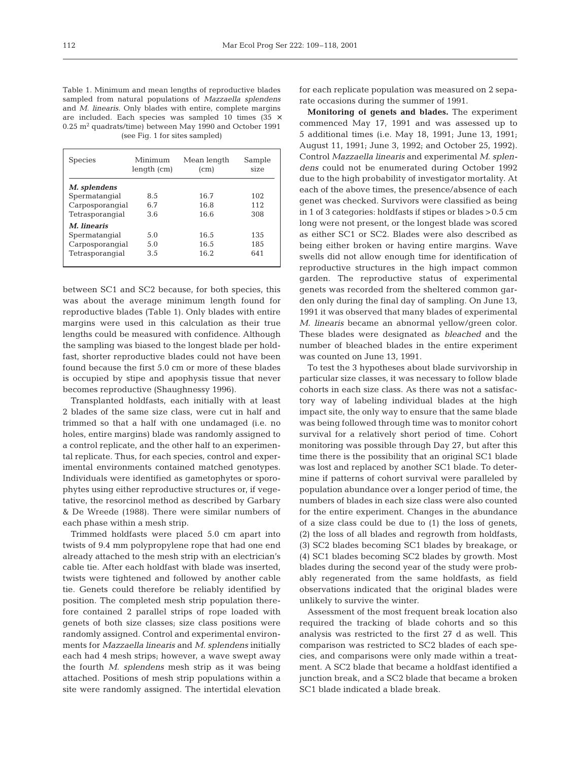Table 1. Minimum and mean lengths of reproductive blades sampled from natural populations of *Mazzaella splendens* and *M. linearis*. Only blades with entire, complete margins are included. Each species was sampled 10 times (35 × 0.25 $m^2$ quadrats/time) between May 1990 and October 1991 (see Fig. 1 for sites sampled)

| Species | Minimum length (cm) | Mean length (cm) | Sample size |
|---|---|---|---|
| ***M. splendens*** | | | |
| Spermatangial | 8.5 | 16.7 | 102 |
| Carposporangial | 6.7 | 16.8 | 112 |
| Tetrasporangial | 3.6 | 16.6 | 308 |
| ***M. linearis*** | | | |
| Spermatangial | 5.0 | 16.5 | 135 |
| Carposporangial | 5.0 | 16.5 | 185 |
| Tetrasporangial | 3.5 | 16.2 | 641 |

between SC1 and SC2 because, for both species, this was about the average minimum length found for reproductive blades (Table 1). Only blades with entire margins were used in this calculation as their true lengths could be measured with confidence. Although the sampling was biased to the longest blade per holdfast, shorter reproductive blades could not have been found because the first 5.0 cm or more of these blades is occupied by stipe and apophysis tissue that never becomes reproductive (Shaughnessy 1996).

Transplanted holdfasts, each initially with at least 2 blades of the same size class, were cut in half and trimmed so that a half with one undamaged (i.e. no holes, entire margins) blade was randomly assigned to a control replicate, and the other half to an experimental replicate. Thus, for each species, control and experimental environments contained matched genotypes. Individuals were identified as gametophytes or sporophytes using either reproductive structures or, if vegetative, the resorcinol method as described by Garbary & De Wreede (1988). There were similar numbers of each phase within a mesh strip.

Trimmed holdfasts were placed 5.0 cm apart into twists of 9.4 mm polypropylene rope that had one end already attached to the mesh strip with an electrician's cable tie. After each holdfast with blade was inserted, twists were tightened and followed by another cable tie. Genets could therefore be reliably identified by position. The completed mesh strip population therefore contained 2 parallel strips of rope loaded with genets of both size classes; size class positions were randomly assigned. Control and experimental environments for *Mazzaella linearis* and *M. splendens* initially each had 4 mesh strips; however, a wave swept away the fourth *M. splendens* mesh strip as it was being attached. Positions of mesh strip populations within a site were randomly assigned. The intertidal elevation for each replicate population was measured on 2 separate occasions during the summer of 1991.

**Monitoring of genets and blades.** The experiment commenced May 17, 1991 and was assessed up to 5 additional times (i.e. May 18, 1991; June 13, 1991; August 11, 1991; June 3, 1992; and October 25, 1992). Control *Mazzaella linearis* and experimental *M. splendens* could not be enumerated during October 1992 due to the high probability of investigator mortality. At each of the above times, the presence/absence of each genet was checked. Survivors were classified as being in 1 of 3 categories: holdfasts if stipes or blades >0.5 cm long were not present, or the longest blade was scored as either SC1 or SC2. Blades were also described as being either broken or having entire margins. Wave swells did not allow enough time for identification of reproductive structures in the high impact common garden. The reproductive status of experimental genets was recorded from the sheltered common garden only during the final day of sampling. On June 13, 1991 it was observed that many blades of experimental *M. linearis* became an abnormal yellow/green color. These blades were designated as *bleached* and the number of bleached blades in the entire experiment was counted on June 13, 1991.

To test the 3 hypotheses about blade survivorship in particular size classes, it was necessary to follow blade cohorts in each size class. As there was not a satisfactory way of labeling individual blades at the high impact site, the only way to ensure that the same blade was being followed through time was to monitor cohort survival for a relatively short period of time. Cohort monitoring was possible through Day 27, but after this time there is the possibility that an original SC1 blade was lost and replaced by another SC1 blade. To determine if patterns of cohort survival were paralleled by population abundance over a longer period of time, the numbers of blades in each size class were also counted for the entire experiment. Changes in the abundance of a size class could be due to (1) the loss of genets, (2) the loss of all blades and regrowth from holdfasts, (3) SC2 blades becoming SC1 blades by breakage, or (4) SC1 blades becoming SC2 blades by growth. Most blades during the second year of the study were probably regenerated from the same holdfasts, as field observations indicated that the original blades were unlikely to survive the winter.

Assessment of the most frequent break location also required the tracking of blade cohorts and so this analysis was restricted to the first 27 d as well. This comparison was restricted to SC2 blades of each species, and comparisons were only made within a treatment. A SC2 blade that became a holdfast identified a junction break, and a SC2 blade that became a broken SC1 blade indicated a blade break.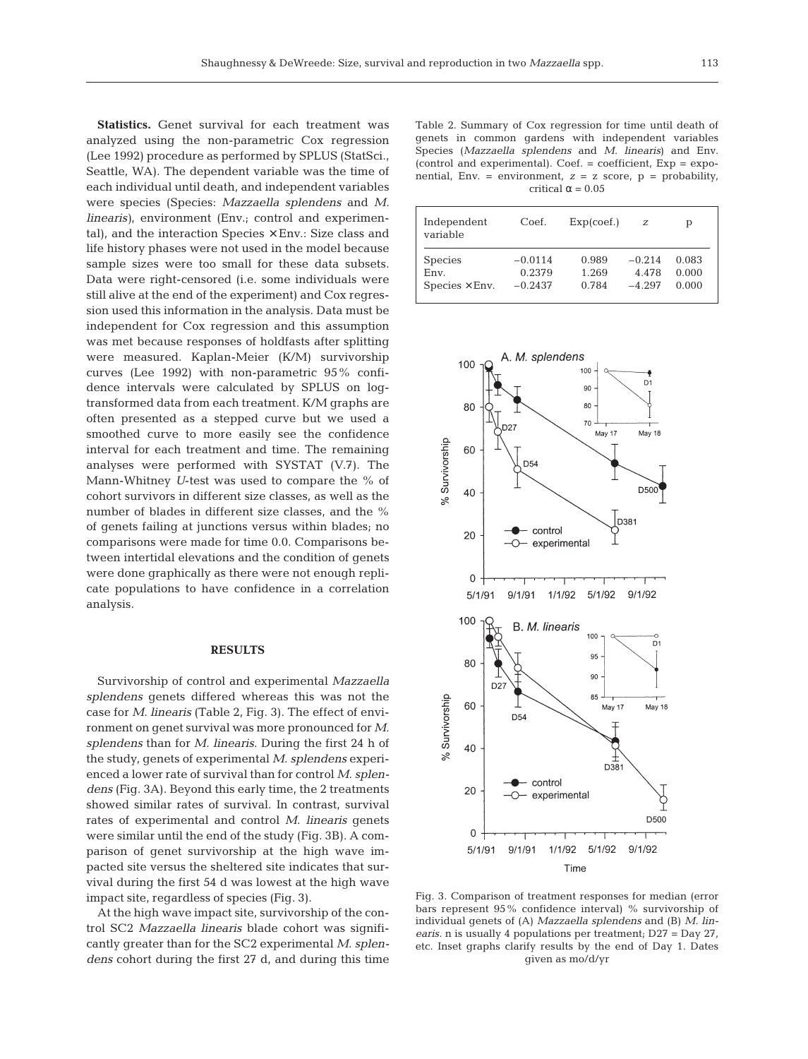**Statistics.** Genet survival for each treatment was analyzed using the non-parametric Cox regression (Lee 1992) procedure as performed by SPLUS (StatSci., Seattle, WA). The dependent variable was the time of each individual until death, and independent variables were species (Species: *Mazzaella splendens* and *M. linearis*), environment (Env.; control and experimental), and the interaction Species × Env.: Size class and life history phases were not used in the model because sample sizes were too small for these data subsets. Data were right-censored (i.e. some individuals were still alive at the end of the experiment) and Cox regression used this information in the analysis. Data must be independent for Cox regression and this assumption was met because responses of holdfasts after splitting were measured. Kaplan-Meier (K/M) survivorship curves (Lee 1992) with non-parametric 95% confidence intervals were calculated by SPLUS on log-transformed data from each treatment. K/M graphs are often presented as a stepped curve but we used a smoothed curve to more easily see the confidence interval for each treatment and time. The remaining analyses were performed with SYSTAT (V.7). The Mann-Whitney *U*-test was used to compare the % of cohort survivors in different size classes, as well as the number of blades in different size classes, and the % of genets failing at junctions versus within blades; no comparisons were made for time 0.0. Comparisons between intertidal elevations and the condition of genets were done graphically as there were not enough replicate populations to have confidence in a correlation analysis.

## RESULTS

Survivorship of control and experimental *Mazzaella splendens* genets differed whereas this was not the case for *M. linearis* (Table 2, Fig. 3). The effect of environment on genet survival was more pronounced for *M. splendens* than for *M. linearis*. During the first 24 h of the study, genets of experimental *M. splendens* experienced a lower rate of survival than for control *M. splendens* (Fig. 3A). Beyond this early time, the 2 treatments showed similar rates of survival. In contrast, survival rates of experimental and control *M. linearis* genets were similar until the end of the study (Fig. 3B). A comparison of genet survivorship at the high wave impacted site versus the sheltered site indicates that survival during the first 54 d was lowest at the high wave impact site, regardless of species (Fig. 3).

At the high wave impact site, survivorship of the control SC2 *Mazzaella linearis* blade cohort was significantly greater than for the SC2 experimental *M. splendens* cohort during the first 27 d, and during this time

Table 2. Summary of Cox regression for time until death of genets in common gardens with independent variables Species (*Mazzaella splendens* and *M. linearis*) and Env. (control and experimental). Coef. = coefficient, Exp = exponential, Env. = environment, $z$ = z score, p = probability, critical $\alpha = 0.05$

| Independent variable | Coef. | Exp(coef.) | $z$ | p |
|---|---|---|---|---|
| Species | −0.0114 | 0.989 | −0.214 | 0.083 |
| Env. | 0.2379 | 1.269 | 4.478 | 0.000 |
| Species × Env. | −0.2437 | 0.784 | −4.297 | 0.000 |

Fig. 3. Comparison of treatment responses for median (error bars represent 95% confidence interval) % survivorship of individual genets of (A) *Mazzaella splendens* and (B) *M. linearis*. n is usually 4 populations per treatment; D27 = Day 27, etc. Inset graphs clarify results by the end of Day 1. Dates given as mo/d/yr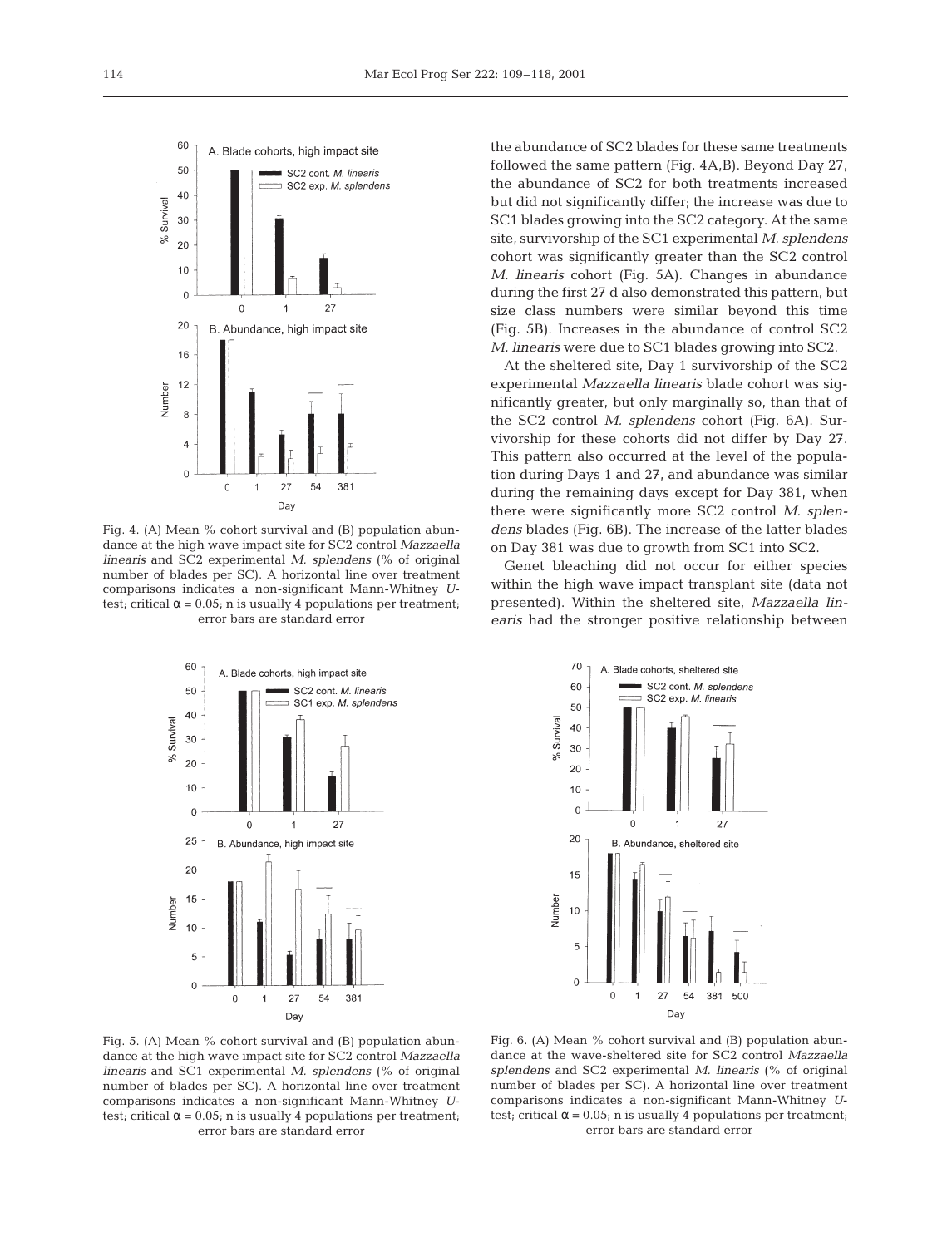Fig. 4. (A) Mean % cohort survival and (B) population abundance at the high wave impact site for SC2 control *Mazzaella linearis* and SC2 experimental *M. splendens* (% of original number of blades per SC). A horizontal line over treatment comparisons indicates a non-significant Mann-Whitney *U*-test; critical $\alpha = 0.05$; n is usually 4 populations per treatment; error bars are standard error

the abundance of SC2 blades for these same treatments followed the same pattern (Fig. 4A,B). Beyond Day 27, the abundance of SC2 for both treatments increased but did not significantly differ; the increase was due to SC1 blades growing into the SC2 category. At the same site, survivorship of the SC1 experimental *M. splendens* cohort was significantly greater than the SC2 control *M. linearis* cohort (Fig. 5A). Changes in abundance during the first 27 d also demonstrated this pattern, but size class numbers were similar beyond this time (Fig. 5B). Increases in the abundance of control SC2 *M. linearis* were due to SC1 blades growing into SC2.

At the sheltered site, Day 1 survivorship of the SC2 experimental *Mazzaella linearis* blade cohort was significantly greater, but only marginally so, than that of the SC2 control *M. splendens* cohort (Fig. 6A). Survivorship for these cohorts did not differ by Day 27. This pattern also occurred at the level of the population during Days 1 and 27, and abundance was similar during the remaining days except for Day 381, when there were significantly more SC2 control *M. splendens* blades (Fig. 6B). The increase of the latter blades on Day 381 was due to growth from SC1 into SC2.

Genet bleaching did not occur for either species within the high wave impact transplant site (data not presented). Within the sheltered site, *Mazzaella linearis* had the stronger positive relationship between

Fig. 5. (A) Mean % cohort survival and (B) population abundance at the high wave impact site for SC2 control *Mazzaella linearis* and SC1 experimental *M. splendens* (% of original number of blades per SC). A horizontal line over treatment comparisons indicates a non-significant Mann-Whitney *U*-test; critical $\alpha = 0.05$; n is usually 4 populations per treatment; error bars are standard error

Fig. 6. (A) Mean % cohort survival and (B) population abundance at the wave-sheltered site for SC2 control *Mazzaella splendens* and SC2 experimental *M. linearis* (% of original number of blades per SC). A horizontal line over treatment comparisons indicates a non-significant Mann-Whitney *U*-test; critical $\alpha = 0.05$; n is usually 4 populations per treatment; error bars are standard error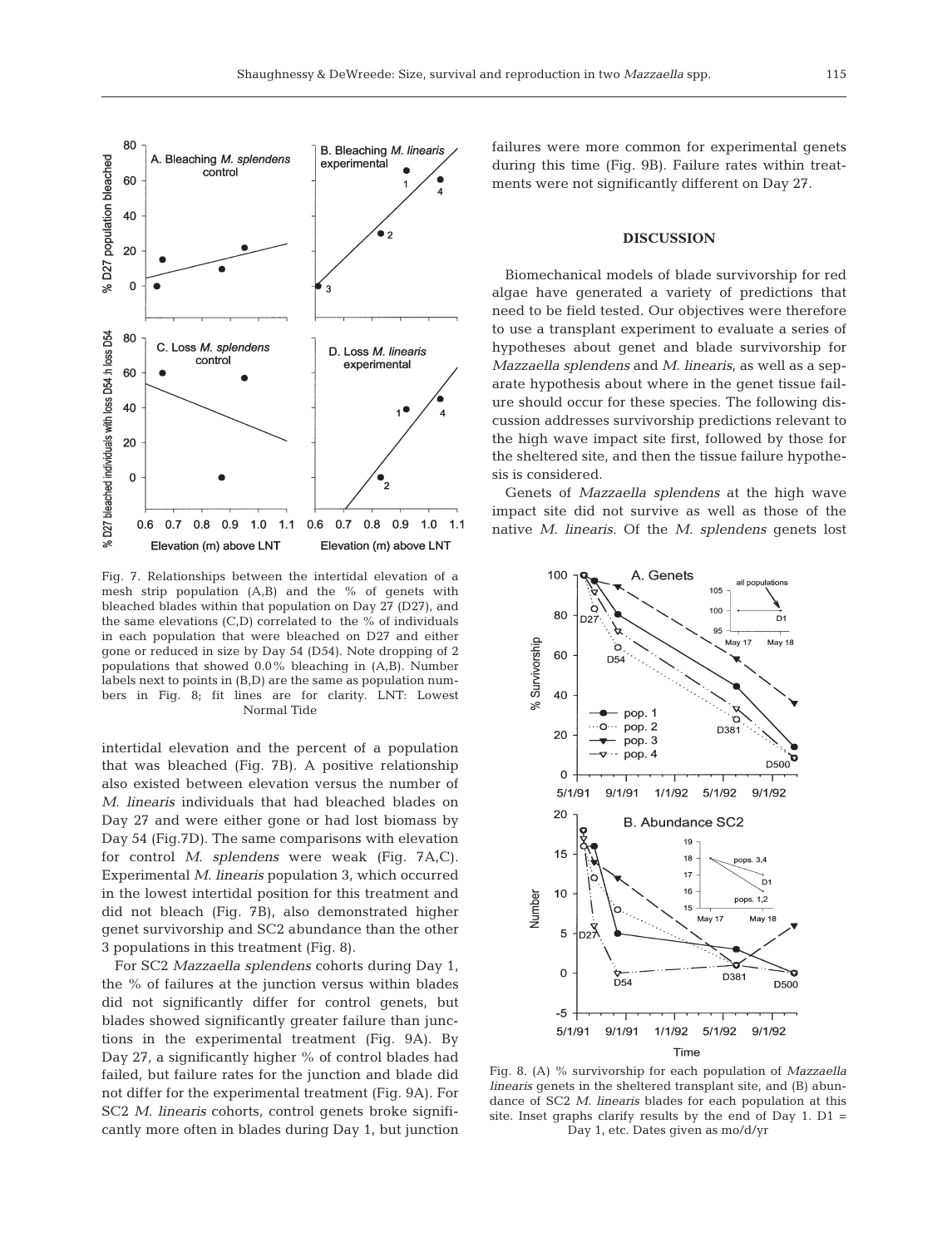Fig. 7. Relationships between the intertidal elevation of a mesh strip population (A,B) and the % of genets with bleached blades within that population on Day 27 (D27), and the same elevations (C,D) correlated to the % of individuals in each population that were bleached on D27 and either gone or reduced in size by Day 54 (D54). Note dropping of 2 populations that showed 0.0% bleaching in (A,B). Number labels next to points in (B,D) are the same as population numbers in Fig. 8; fit lines are for clarity. LNT: Lowest Normal Tide

intertidal elevation and the percent of a population that was bleached (Fig. 7B). A positive relationship also existed between elevation versus the number of *M. linearis* individuals that had bleached blades on Day 27 and were either gone or had lost biomass by Day 54 (Fig.7D). The same comparisons with elevation for control *M. splendens* were weak (Fig. 7A,C). Experimental *M. linearis* population 3, which occurred in the lowest intertidal position for this treatment and did not bleach (Fig. 7B), also demonstrated higher genet survivorship and SC2 abundance than the other 3 populations in this treatment (Fig. 8).

For SC2 *Mazzaella splendens* cohorts during Day 1, the % of failures at the junction versus within blades did not significantly differ for control genets, but blades showed significantly greater failure than junctions in the experimental treatment (Fig. 9A). By Day 27, a significantly higher % of control blades had failed, but failure rates for the junction and blade did not differ for the experimental treatment (Fig. 9A). For SC2 *M. linearis* cohorts, control genets broke significantly more often in blades during Day 1, but junction failures were more common for experimental genets during this time (Fig. 9B). Failure rates within treatments were not significantly different on Day 27.

## DISCUSSION

Biomechanical models of blade survivorship for red algae have generated a variety of predictions that need to be field tested. Our objectives were therefore to use a transplant experiment to evaluate a series of hypotheses about genet and blade survivorship for *Mazzaella splendens* and *M. linearis*, as well as a separate hypothesis about where in the genet tissue failure should occur for these species. The following discussion addresses survivorship predictions relevant to the high wave impact site first, followed by those for the sheltered site, and then the tissue failure hypothesis is considered.

Genets of *Mazzaella splendens* at the high wave impact site did not survive as well as those of the native *M. linearis*. Of the *M. splendens* genets lost

Fig. 8. (A) % survivorship for each population of *Mazzaella linearis* genets in the sheltered transplant site, and (B) abundance of SC2 *M. linearis* blades for each population at this site. Inset graphs clarify results by the end of Day 1. D1 = Day 1, etc. Dates given as mo/d/yr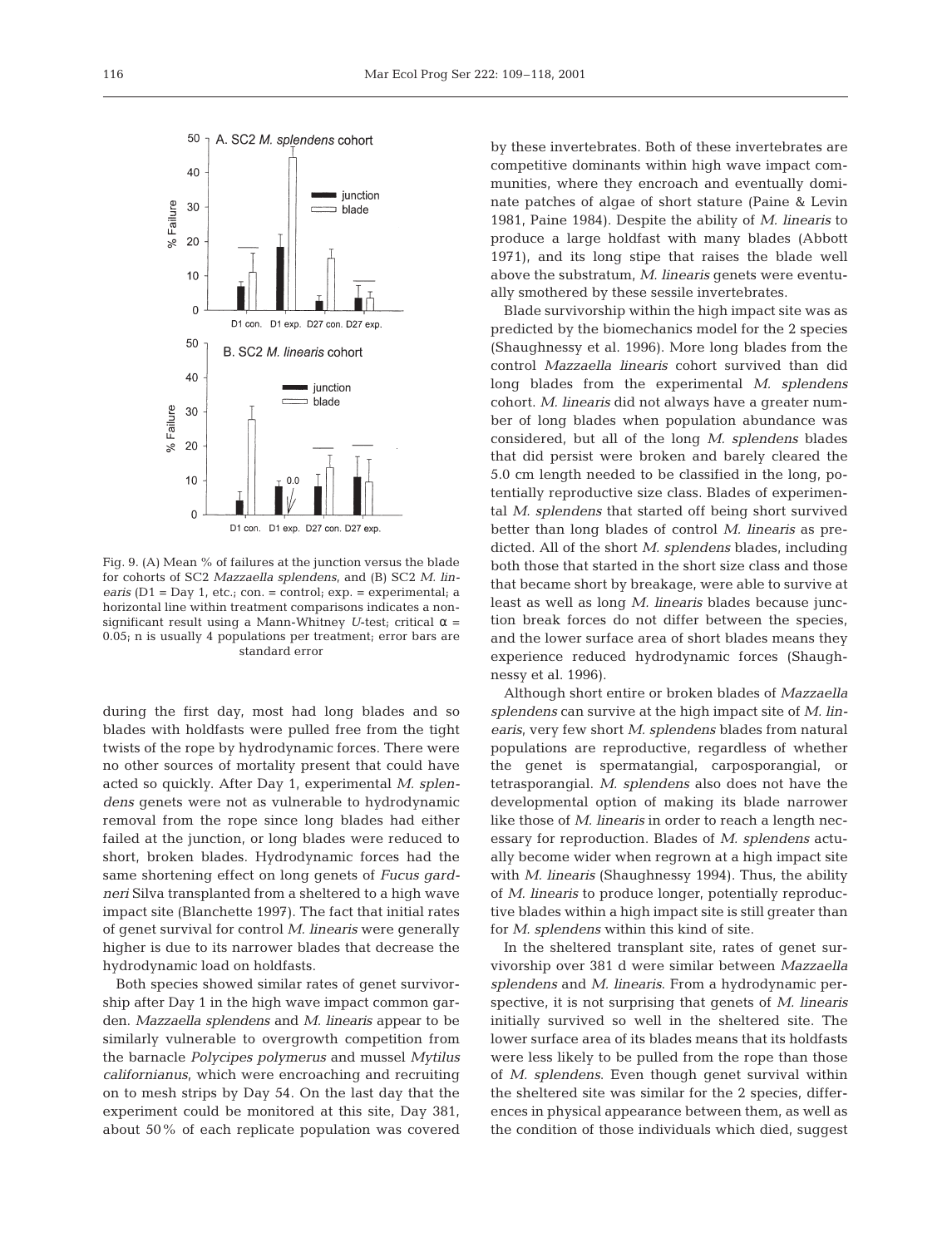Fig. 9. (A) Mean % of failures at the junction versus the blade for cohorts of SC2 *Mazzaella splendens*, and (B) SC2 *M. linearis* (D1 = Day 1, etc.; con. = control; exp. = experimental; a horizontal line within treatment comparisons indicates a non-significant result using a Mann-Whitney *U*-test; critical $\alpha$ = 0.05; n is usually 4 populations per treatment; error bars are standard error

during the first day, most had long blades and so blades with holdfasts were pulled free from the tight twists of the rope by hydrodynamic forces. There were no other sources of mortality present that could have acted so quickly. After Day 1, experimental *M. splendens* genets were not as vulnerable to hydrodynamic removal from the rope since long blades had either failed at the junction, or long blades were reduced to short, broken blades. Hydrodynamic forces had the same shortening effect on long genets of *Fucus gardneri* Silva transplanted from a sheltered to a high wave impact site (Blanchette 1997). The fact that initial rates of genet survival for control *M. linearis* were generally higher is due to its narrower blades that decrease the hydrodynamic load on holdfasts.

Both species showed similar rates of genet survivorship after Day 1 in the high wave impact common garden. *Mazzaella splendens* and *M. linearis* appear to be similarly vulnerable to overgrowth competition from the barnacle *Polycipes polymerus* and mussel *Mytilus californianus*, which were encroaching and recruiting on to mesh strips by Day 54. On the last day that the experiment could be monitored at this site, Day 381, about 50% of each replicate population was covered by these invertebrates. Both of these invertebrates are competitive dominants within high wave impact communities, where they encroach and eventually dominate patches of algae of short stature (Paine & Levin 1981, Paine 1984). Despite the ability of *M. linearis* to produce a large holdfast with many blades (Abbott 1971), and its long stipe that raises the blade well above the substratum, *M. linearis* genets were eventually smothered by these sessile invertebrates.

Blade survivorship within the high impact site was as predicted by the biomechanics model for the 2 species (Shaughnessy et al. 1996). More long blades from the control *Mazzaella linearis* cohort survived than did long blades from the experimental *M. splendens* cohort. *M. linearis* did not always have a greater number of long blades when population abundance was considered, but all of the long *M. splendens* blades that did persist were broken and barely cleared the 5.0 cm length needed to be classified in the long, potentially reproductive size class. Blades of experimental *M. splendens* that started off being short survived better than long blades of control *M. linearis* as predicted. All of the short *M. splendens* blades, including both those that started in the short size class and those that became short by breakage, were able to survive at least as well as long *M. linearis* blades because junction break forces do not differ between the species, and the lower surface area of short blades means they experience reduced hydrodynamic forces (Shaughnessy et al. 1996).

Although short entire or broken blades of *Mazzaella splendens* can survive at the high impact site of *M. linearis*, very few short *M. splendens* blades from natural populations are reproductive, regardless of whether the genet is spermatangial, carposporangial, or tetrasporangial. *M. splendens* also does not have the developmental option of making its blade narrower like those of *M. linearis* in order to reach a length necessary for reproduction. Blades of *M. splendens* actually become wider when regrown at a high impact site with *M. linearis* (Shaughnessy 1994). Thus, the ability of *M. linearis* to produce longer, potentially reproductive blades within a high impact site is still greater than for *M. splendens* within this kind of site.

In the sheltered transplant site, rates of genet survivorship over 381 d were similar between *Mazzaella splendens* and *M. linearis*. From a hydrodynamic perspective, it is not surprising that genets of *M. linearis* initially survived so well in the sheltered site. The lower surface area of its blades means that its holdfasts were less likely to be pulled from the rope than those of *M. splendens*. Even though genet survival within the sheltered site was similar for the 2 species, differences in physical appearance between them, as well as the condition of those individuals which died, suggest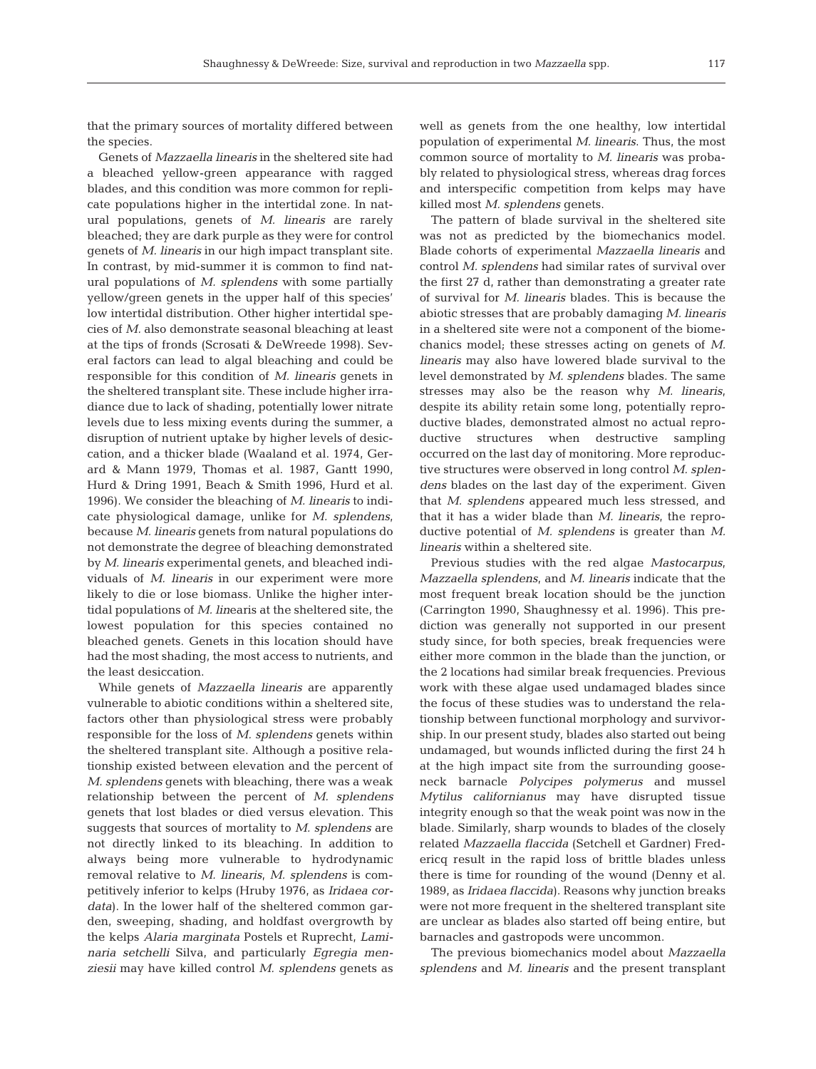that the primary sources of mortality differed between the species.

Genets of *Mazzaella linearis* in the sheltered site had a bleached yellow-green appearance with ragged blades, and this condition was more common for replicate populations higher in the intertidal zone. In natural populations, genets of *M. linearis* are rarely bleached; they are dark purple as they were for control genets of *M. linearis* in our high impact transplant site. In contrast, by mid-summer it is common to find natural populations of *M. splendens* with some partially yellow/green genets in the upper half of this species' low intertidal distribution. Other higher intertidal species of *M.* also demonstrate seasonal bleaching at least at the tips of fronds (Scrosati & DeWreede 1998). Several factors can lead to algal bleaching and could be responsible for this condition of *M. linearis* genets in the sheltered transplant site. These include higher irradiance due to lack of shading, potentially lower nitrate levels due to less mixing events during the summer, a disruption of nutrient uptake by higher levels of desiccation, and a thicker blade (Waaland et al. 1974, Gerard & Mann 1979, Thomas et al. 1987, Gantt 1990, Hurd & Dring 1991, Beach & Smith 1996, Hurd et al. 1996). We consider the bleaching of *M. linearis* to indicate physiological damage, unlike for *M. splendens*, because *M. linearis* genets from natural populations do not demonstrate the degree of bleaching demonstrated by *M. linearis* experimental genets, and bleached individuals of *M. linearis* in our experiment were more likely to die or lose biomass. Unlike the higher intertidal populations of *M. linearis* at the sheltered site, the lowest population for this species contained no bleached genets. Genets in this location should have had the most shading, the most access to nutrients, and the least desiccation.

While genets of *Mazzaella linearis* are apparently vulnerable to abiotic conditions within a sheltered site, factors other than physiological stress were probably responsible for the loss of *M. splendens* genets within the sheltered transplant site. Although a positive relationship existed between elevation and the percent of *M. splendens* genets with bleaching, there was a weak relationship between the percent of *M. splendens* genets that lost blades or died versus elevation. This suggests that sources of mortality to *M. splendens* are not directly linked to its bleaching. In addition to always being more vulnerable to hydrodynamic removal relative to *M. linearis*, *M. splendens* is competitively inferior to kelps (Hruby 1976, as *Iridaea cordata*). In the lower half of the sheltered common garden, sweeping, shading, and holdfast overgrowth by the kelps *Alaria marginata* Postels et Ruprecht, *Laminaria setchelli* Silva, and particularly *Egregia menziesii* may have killed control *M. splendens* genets as well as genets from the one healthy, low intertidal population of experimental *M. linearis*. Thus, the most common source of mortality to *M. linearis* was probably related to physiological stress, whereas drag forces and interspecific competition from kelps may have killed most *M. splendens* genets.

The pattern of blade survival in the sheltered site was not as predicted by the biomechanics model. Blade cohorts of experimental *Mazzaella linearis* and control *M. splendens* had similar rates of survival over the first 27 d, rather than demonstrating a greater rate of survival for *M. linearis* blades. This is because the abiotic stresses that are probably damaging *M. linearis* in a sheltered site were not a component of the biomechanics model; these stresses acting on genets of *M. linearis* may also have lowered blade survival to the level demonstrated by *M. splendens* blades. The same stresses may also be the reason why *M. linearis*, despite its ability retain some long, potentially reproductive blades, demonstrated almost no actual reproductive structures when destructive sampling occurred on the last day of monitoring. More reproductive structures were observed in long control *M. splendens* blades on the last day of the experiment. Given that *M. splendens* appeared much less stressed, and that it has a wider blade than *M. linearis*, the reproductive potential of *M. splendens* is greater than *M. linearis* within a sheltered site.

Previous studies with the red algae *Mastocarpus*, *Mazzaella splendens*, and *M. linearis* indicate that the most frequent break location should be the junction (Carrington 1990, Shaughnessy et al. 1996). This prediction was generally not supported in our present study since, for both species, break frequencies were either more common in the blade than the junction, or the 2 locations had similar break frequencies. Previous work with these algae used undamaged blades since the focus of these studies was to understand the relationship between functional morphology and survivorship. In our present study, blades also started out being undamaged, but wounds inflicted during the first 24 h at the high impact site from the surrounding gooseneck barnacle *Polycipes polymerus* and mussel *Mytilus californianus* may have disrupted tissue integrity enough so that the weak point was now in the blade. Similarly, sharp wounds to blades of the closely related *Mazzaella flaccida* (Setchell et Gardner) Fredericq result in the rapid loss of brittle blades unless there is time for rounding of the wound (Denny et al. 1989, as *Iridaea flaccida*). Reasons why junction breaks were not more frequent in the sheltered transplant site are unclear as blades also started off being entire, but barnacles and gastropods were uncommon.

The previous biomechanics model about *Mazzaella splendens* and *M. linearis* and the present transplant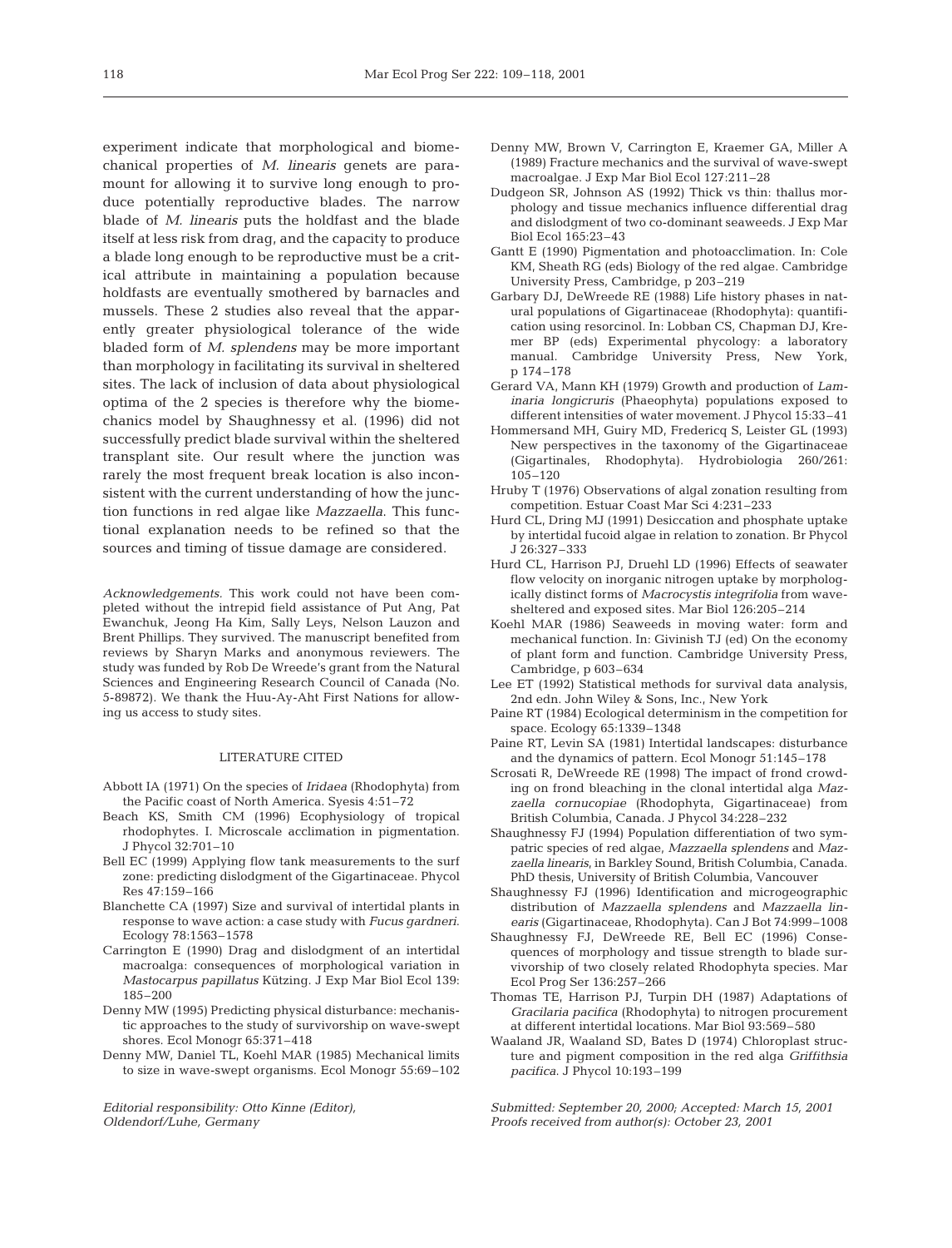experiment indicate that morphological and biomechanical properties of *M. linearis* genets are paramount for allowing it to survive long enough to produce potentially reproductive blades. The narrow blade of *M. linearis* puts the holdfast and the blade itself at less risk from drag, and the capacity to produce a blade long enough to be reproductive must be a critical attribute in maintaining a population because holdfasts are eventually smothered by barnacles and mussels. These 2 studies also reveal that the apparently greater physiological tolerance of the wide bladed form of *M. splendens* may be more important than morphology in facilitating its survival in sheltered sites. The lack of inclusion of data about physiological optima of the 2 species is therefore why the biomechanics model by Shaughnessy et al. (1996) did not successfully predict blade survival within the sheltered transplant site. Our result where the junction was rarely the most frequent break location is also inconsistent with the current understanding of how the junction functions in red algae like *Mazzaella*. This functional explanation needs to be refined so that the sources and timing of tissue damage are considered.

*Acknowledgements.* This work could not have been completed without the intrepid field assistance of Put Ang, Pat Ewanchuk, Jeong Ha Kim, Sally Leys, Nelson Lauzon and Brent Phillips. They survived. The manuscript benefited from reviews by Sharyn Marks and anonymous reviewers. The study was funded by Rob De Wreede's grant from the Natural Sciences and Engineering Research Council of Canada (No. 5-89872). We thank the Huu-Ay-Aht First Nations for allowing us access to study sites.

## LITERATURE CITED

Abbott IA (1971) On the species of *Iridaea* (Rhodophyta) from the Pacific coast of North America. Syesis 4:51–72

Beach KS, Smith CM (1996) Ecophysiology of tropical rhodophytes. I. Microscale acclimation in pigmentation. J Phycol 32:701–10

Bell EC (1999) Applying flow tank measurements to the surf zone: predicting dislodgment of the Gigartinaceae. Phycol Res 47:159–166

Blanchette CA (1997) Size and survival of intertidal plants in response to wave action: a case study with *Fucus gardneri*. Ecology 78:1563–1578

Carrington E (1990) Drag and dislodgment of an intertidal macroalga: consequences of morphological variation in *Mastocarpus papillatus* Kützing. J Exp Mar Biol Ecol 139: 185–200

Denny MW (1995) Predicting physical disturbance: mechanistic approaches to the study of survivorship on wave-swept shores. Ecol Monogr 65:371–418

Denny MW, Daniel TL, Koehl MAR (1985) Mechanical limits to size in wave-swept organisms. Ecol Monogr 55:69–102

Denny MW, Brown V, Carrington E, Kraemer GA, Miller A (1989) Fracture mechanics and the survival of wave-swept macroalgae. J Exp Mar Biol Ecol 127:211–28

Dudgeon SR, Johnson AS (1992) Thick vs thin: thallus morphology and tissue mechanics influence differential drag and dislodgment of two co-dominant seaweeds. J Exp Mar Biol Ecol 165:23–43

Gantt E (1990) Pigmentation and photoacclimation. In: Cole KM, Sheath RG (eds) Biology of the red algae. Cambridge University Press, Cambridge, p 203–219

Garbary DJ, DeWreede RE (1988) Life history phases in natural populations of Gigartinaceae (Rhodophyta): quantification using resorcinol. In: Lobban CS, Chapman DJ, Kremer BP (eds) Experimental phycology: a laboratory manual. Cambridge University Press, New York, p 174–178

Gerard VA, Mann KH (1979) Growth and production of *Laminaria longicruris* (Phaeophyta) populations exposed to different intensities of water movement. J Phycol 15:33–41

Hommersand MH, Guiry MD, Fredericq S, Leister GL (1993) New perspectives in the taxonomy of the Gigartinaceae (Gigartinales, Rhodophyta). Hydrobiologia 260/261: 105–120

Hruby T (1976) Observations of algal zonation resulting from competition. Estuar Coast Mar Sci 4:231–233

Hurd CL, Dring MJ (1991) Desiccation and phosphate uptake by intertidal fucoid algae in relation to zonation. Br Phycol J 26:327–333

Hurd CL, Harrison PJ, Druehl LD (1996) Effects of seawater flow velocity on inorganic nitrogen uptake by morphologically distinct forms of *Macrocystis integrifolia* from wave-sheltered and exposed sites. Mar Biol 126:205–214

Koehl MAR (1986) Seaweeds in moving water: form and mechanical function. In: Givinish TJ (ed) On the economy of plant form and function. Cambridge University Press, Cambridge, p 603–634

Lee ET (1992) Statistical methods for survival data analysis, 2nd edn. John Wiley & Sons, Inc., New York

Paine RT (1984) Ecological determinism in the competition for space. Ecology 65:1339–1348

Paine RT, Levin SA (1981) Intertidal landscapes: disturbance and the dynamics of pattern. Ecol Monogr 51:145–178

Scrosati R, DeWreede RE (1998) The impact of frond crowding on frond bleaching in the clonal intertidal alga *Mazzaella cornucopiae* (Rhodophyta, Gigartinaceae) from British Columbia, Canada. J Phycol 34:228–232

Shaughnessy FJ (1994) Population differentiation of two sympatric species of red algae, *Mazzaella splendens* and *Mazzaella linearis*, in Barkley Sound, British Columbia, Canada. PhD thesis, University of British Columbia, Vancouver

Shaughnessy FJ (1996) Identification and microgeographic distribution of *Mazzaella splendens* and *Mazzaella linearis* (Gigartinaceae, Rhodophyta). Can J Bot 74:999–1008

Shaughnessy FJ, DeWreede RE, Bell EC (1996) Consequences of morphology and tissue strength to blade survivorship of two closely related Rhodophyta species. Mar Ecol Prog Ser 136:257–266

Thomas TE, Harrison PJ, Turpin DH (1987) Adaptations of *Gracilaria pacifica* (Rhodophyta) to nitrogen procurement at different intertidal locations. Mar Biol 93:569–580

Waaland JR, Waaland SD, Bates D (1974) Chloroplast structure and pigment composition in the red alga *Griffithsia pacifica*. J Phycol 10:193–199

*Editorial responsibility: Otto Kinne (Editor), Oldendorf/Luhe, Germany*

*Submitted: September 20, 2000; Accepted: March 15, 2001*
*Proofs received from author(s): October 23, 2001*